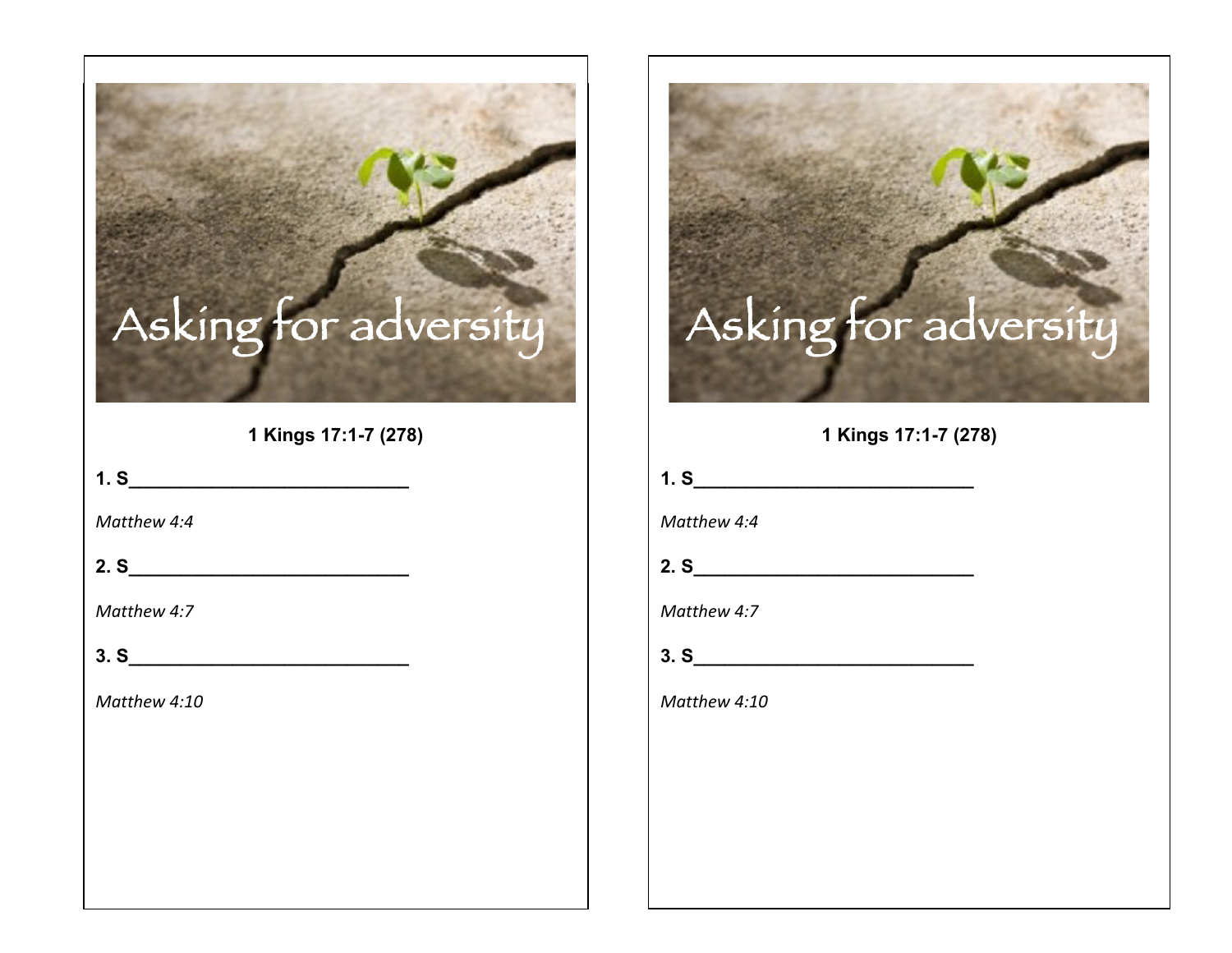# Asking for adversity

**1 Kings 17:1-7 (278)**

**1. S\_\_\_\_\_\_\_\_\_\_\_\_\_\_\_\_\_\_\_\_\_\_\_\_\_\_\_\_**

*Matthew 4:4*

**2. S\_\_\_\_\_\_\_\_\_\_\_\_\_\_\_\_\_\_\_\_\_\_\_\_\_\_\_\_**

*Matthew 4:7*

**3. S\_\_\_\_\_\_\_\_\_\_\_\_\_\_\_\_\_\_\_\_\_\_\_\_\_\_\_\_**

*Matthew 4:10*

# Asking for adversity

**1 Kings 17:1-7 (278)**

**1. S\_\_\_\_\_\_\_\_\_\_\_\_\_\_\_\_\_\_\_\_\_\_\_\_\_\_\_\_**

*Matthew 4:4*

**2. S\_\_\_\_\_\_\_\_\_\_\_\_\_\_\_\_\_\_\_\_\_\_\_\_\_\_\_\_**

*Matthew 4:7*

**3. S\_\_\_\_\_\_\_\_\_\_\_\_\_\_\_\_\_\_\_\_\_\_\_\_\_\_\_\_**

*Matthew 4:10*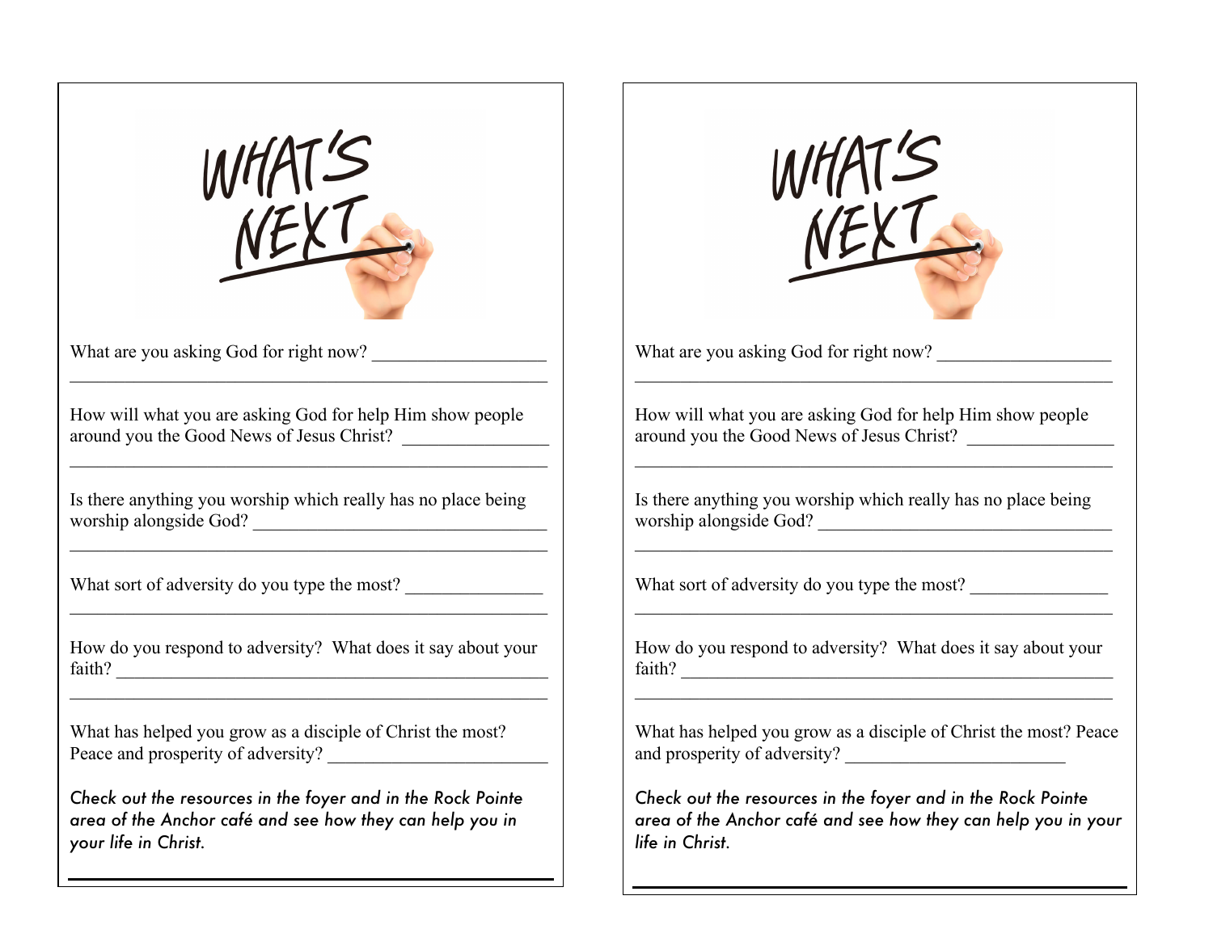WHAT'S NEXT

What are you asking God for right now? ___________________

_____________________________________________________

How will what you are asking God for help Him show people around you the Good News of Jesus Christ? ________________

_____________________________________________________

Is there anything you worship which really has no place being worship alongside God? _________________________________

_____________________________________________________

What sort of adversity do you type the most? _______________

_____________________________________________________

How do you respond to adversity? What does it say about your faith? ________________________________________________

_____________________________________________________

What has helped you grow as a disciple of Christ the most? Peace and prosperity of adversity? ________________________

*Check out the resources in the foyer and in the Rock Pointe area of the Anchor café and see how they can help you in your life in Christ.*

WHAT'S NEXT

What are you asking God for right now? ___________________

_____________________________________________________

How will what you are asking God for help Him show people around you the Good News of Jesus Christ? ________________

_____________________________________________________

Is there anything you worship which really has no place being worship alongside God? _________________________________

_____________________________________________________

What sort of adversity do you type the most? _______________

_____________________________________________________

How do you respond to adversity? What does it say about your faith? ________________________________________________

_____________________________________________________

What has helped you grow as a disciple of Christ the most? Peace and prosperity of adversity? ________________________

*Check out the resources in the foyer and in the Rock Pointe area of the Anchor café and see how they can help you in your life in Christ.*